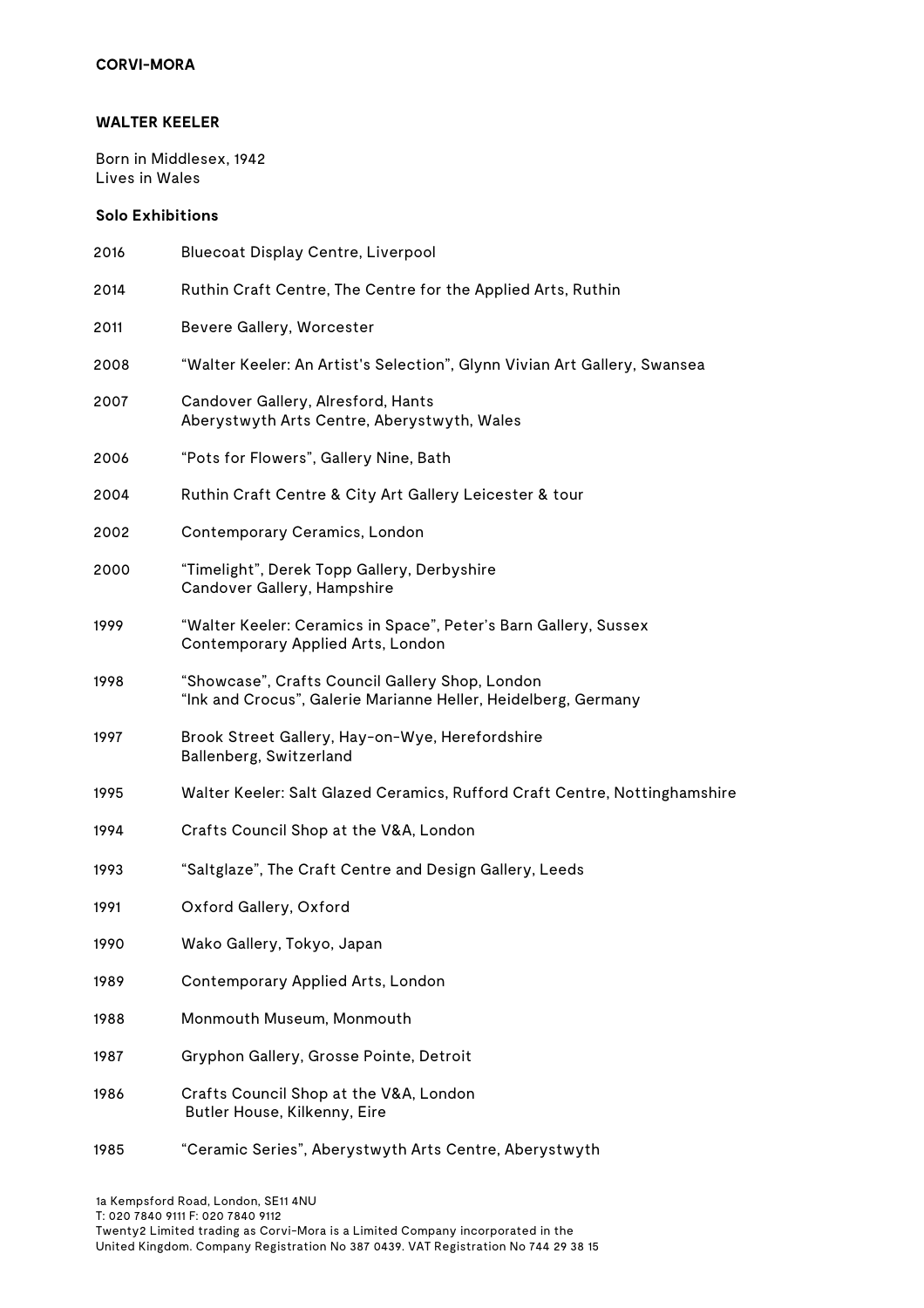**CORVI-MORA**

# WALTER KEELER

Born in Middlesex, 1942
Lives in Wales

## Solo Exhibitions

| | |
|---|---|
| 2016 | Bluecoat Display Centre, Liverpool |
| 2014 | Ruthin Craft Centre, The Centre for the Applied Arts, Ruthin |
| 2011 | Bevere Gallery, Worcester |
| 2008 | "Walter Keeler: An Artist's Selection", Glynn Vivian Art Gallery, Swansea |
| 2007 | Candover Gallery, Alresford, Hants<br>Aberystwyth Arts Centre, Aberystwyth, Wales |
| 2006 | "Pots for Flowers", Gallery Nine, Bath |
| 2004 | Ruthin Craft Centre & City Art Gallery Leicester & tour |
| 2002 | Contemporary Ceramics, London |
| 2000 | "Timelight", Derek Topp Gallery, Derbyshire<br>Candover Gallery, Hampshire |
| 1999 | "Walter Keeler: Ceramics in Space", Peter's Barn Gallery, Sussex<br>Contemporary Applied Arts, London |
| 1998 | "Showcase", Crafts Council Gallery Shop, London<br>"Ink and Crocus", Galerie Marianne Heller, Heidelberg, Germany |
| 1997 | Brook Street Gallery, Hay-on-Wye, Herefordshire<br>Ballenberg, Switzerland |
| 1995 | Walter Keeler: Salt Glazed Ceramics, Rufford Craft Centre, Nottinghamshire |
| 1994 | Crafts Council Shop at the V&A, London |
| 1993 | "Saltglaze", The Craft Centre and Design Gallery, Leeds |
| 1991 | Oxford Gallery, Oxford |
| 1990 | Wako Gallery, Tokyo, Japan |
| 1989 | Contemporary Applied Arts, London |
| 1988 | Monmouth Museum, Monmouth |
| 1987 | Gryphon Gallery, Grosse Pointe, Detroit |
| 1986 | Crafts Council Shop at the V&A, London<br>Butler House, Kilkenny, Eire |
| 1985 | "Ceramic Series", Aberystwyth Arts Centre, Aberystwyth |

1a Kempsford Road, London, SE11 4NU
T: 020 7840 9111 F: 020 7840 9112
Twenty2 Limited trading as Corvi-Mora is a Limited Company incorporated in the United Kingdom. Company Registration No 387 0439. VAT Registration No 744 29 38 15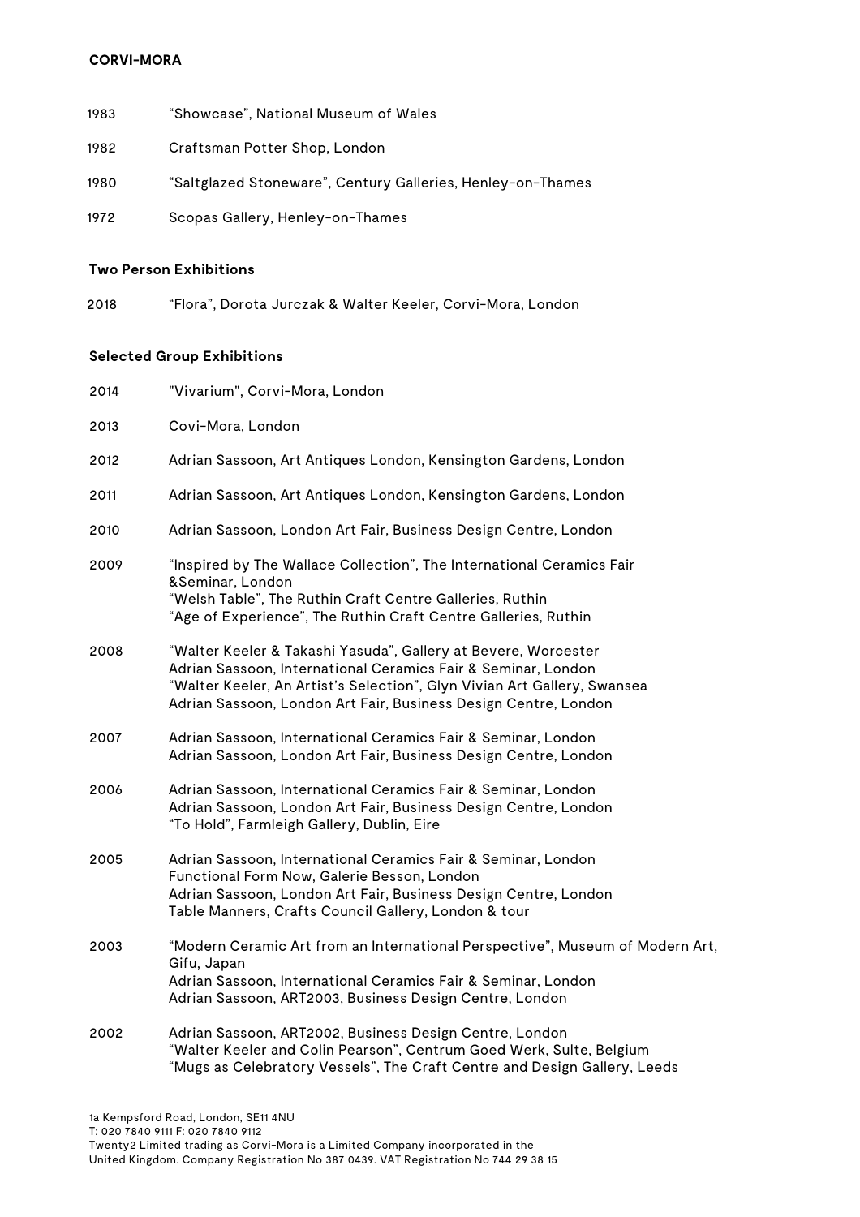| | |
|---|---|
| 1983 | "Showcase", National Museum of Wales |
| 1982 | Craftsman Potter Shop, London |
| 1980 | "Saltglazed Stoneware", Century Galleries, Henley-on-Thames |
| 1972 | Scopas Gallery, Henley-on-Thames |

**Two Person Exhibitions**

| | |
|---|---|
| 2018 | "Flora", Dorota Jurczak & Walter Keeler, Corvi-Mora, London |

**Selected Group Exhibitions**

| | |
|---|---|
| 2014 | "Vivarium", Corvi-Mora, London |
| 2013 | Covi-Mora, London |
| 2012 | Adrian Sassoon, Art Antiques London, Kensington Gardens, London |
| 2011 | Adrian Sassoon, Art Antiques London, Kensington Gardens, London |
| 2010 | Adrian Sassoon, London Art Fair, Business Design Centre, London |
| 2009 | "Inspired by The Wallace Collection", The International Ceramics Fair &Seminar, London<br>"Welsh Table", The Ruthin Craft Centre Galleries, Ruthin<br>"Age of Experience", The Ruthin Craft Centre Galleries, Ruthin |
| 2008 | "Walter Keeler & Takashi Yasuda", Gallery at Bevere, Worcester<br>Adrian Sassoon, International Ceramics Fair & Seminar, London<br>"Walter Keeler, An Artist's Selection", Glyn Vivian Art Gallery, Swansea<br>Adrian Sassoon, London Art Fair, Business Design Centre, London |
| 2007 | Adrian Sassoon, International Ceramics Fair & Seminar, London<br>Adrian Sassoon, London Art Fair, Business Design Centre, London |
| 2006 | Adrian Sassoon, International Ceramics Fair & Seminar, London<br>Adrian Sassoon, London Art Fair, Business Design Centre, London<br>"To Hold", Farmleigh Gallery, Dublin, Eire |
| 2005 | Adrian Sassoon, International Ceramics Fair & Seminar, London<br>Functional Form Now, Galerie Besson, London<br>Adrian Sassoon, London Art Fair, Business Design Centre, London<br>Table Manners, Crafts Council Gallery, London & tour |
| 2003 | "Modern Ceramic Art from an International Perspective", Museum of Modern Art, Gifu, Japan<br>Adrian Sassoon, International Ceramics Fair & Seminar, London<br>Adrian Sassoon, ART2003, Business Design Centre, London |
| 2002 | Adrian Sassoon, ART2002, Business Design Centre, London<br>"Walter Keeler and Colin Pearson", Centrum Goed Werk, Sulte, Belgium<br>"Mugs as Celebratory Vessels", The Craft Centre and Design Gallery, Leeds |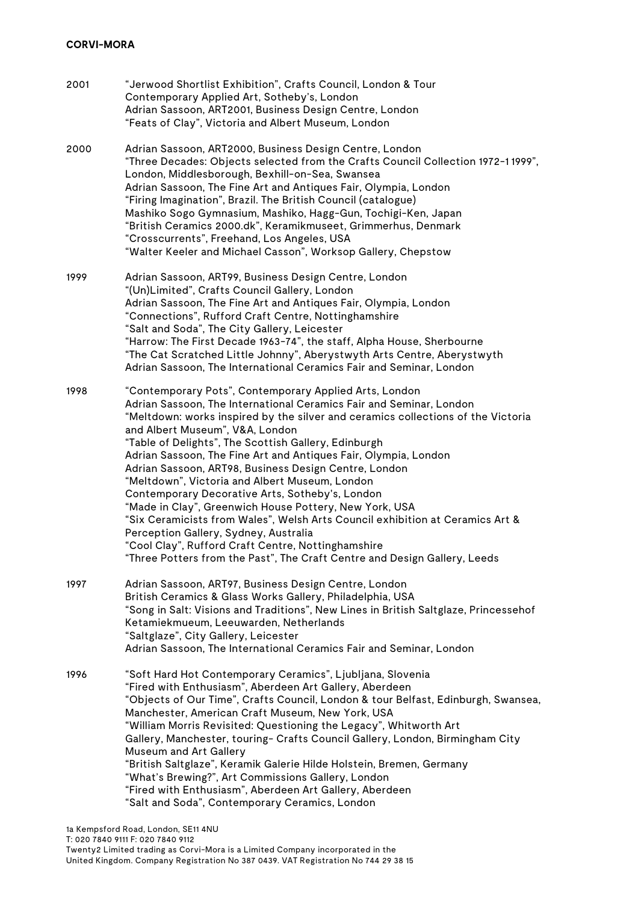2001 "Jerwood Shortlist Exhibition", Crafts Council, London & Tour
Contemporary Applied Art, Sotheby's, London
Adrian Sassoon, ART2001, Business Design Centre, London
"Feats of Clay", Victoria and Albert Museum, London

2000 Adrian Sassoon, ART2000, Business Design Centre, London
"Three Decades: Objects selected from the Crafts Council Collection 1972-1 1999", London, Middlesborough, Bexhill-on-Sea, Swansea
Adrian Sassoon, The Fine Art and Antiques Fair, Olympia, London
"Firing Imagination", Brazil. The British Council (catalogue)
Mashiko Sogo Gymnasium, Mashiko, Hagg-Gun, Tochigi-Ken, Japan
"British Ceramics 2000.dk", Keramikmuseet, Grimmerhus, Denmark
"Crosscurrents", Freehand, Los Angeles, USA
"Walter Keeler and Michael Casson", Worksop Gallery, Chepstow

1999 Adrian Sassoon, ART99, Business Design Centre, London
"(Un)Limited", Crafts Council Gallery, London
Adrian Sassoon, The Fine Art and Antiques Fair, Olympia, London
"Connections", Rufford Craft Centre, Nottinghamshire
"Salt and Soda", The City Gallery, Leicester
"Harrow: The First Decade 1963-74", the staff, Alpha House, Sherbourne
"The Cat Scratched Little Johnny", Aberystwyth Arts Centre, Aberystwyth
Adrian Sassoon, The International Ceramics Fair and Seminar, London

1998 "Contemporary Pots", Contemporary Applied Arts, London
Adrian Sassoon, The International Ceramics Fair and Seminar, London
"Meltdown: works inspired by the silver and ceramics collections of the Victoria and Albert Museum", V&A, London
"Table of Delights", The Scottish Gallery, Edinburgh
Adrian Sassoon, The Fine Art and Antiques Fair, Olympia, London
Adrian Sassoon, ART98, Business Design Centre, London
"Meltdown", Victoria and Albert Museum, London
Contemporary Decorative Arts, Sotheby's, London
"Made in Clay", Greenwich House Pottery, New York, USA
"Six Ceramicists from Wales", Welsh Arts Council exhibition at Ceramics Art & Perception Gallery, Sydney, Australia
"Cool Clay", Rufford Craft Centre, Nottinghamshire
"Three Potters from the Past", The Craft Centre and Design Gallery, Leeds

1997 Adrian Sassoon, ART97, Business Design Centre, London
British Ceramics & Glass Works Gallery, Philadelphia, USA
"Song in Salt: Visions and Traditions", New Lines in British Saltglaze, Princessehof Ketamiekmueum, Leeuwarden, Netherlands
"Saltglaze", City Gallery, Leicester
Adrian Sassoon, The International Ceramics Fair and Seminar, London

1996 "Soft Hard Hot Contemporary Ceramics", Ljubljana, Slovenia
"Fired with Enthusiasm", Aberdeen Art Gallery, Aberdeen
"Objects of Our Time", Crafts Council, London & tour Belfast, Edinburgh, Swansea, Manchester, American Craft Museum, New York, USA
"William Morris Revisited: Questioning the Legacy", Whitworth Art Gallery, Manchester, touring- Crafts Council Gallery, London, Birmingham City Museum and Art Gallery
"British Saltglaze", Keramik Galerie Hilde Holstein, Bremen, Germany
"What's Brewing?", Art Commissions Gallery, London
"Fired with Enthusiasm", Aberdeen Art Gallery, Aberdeen
"Salt and Soda", Contemporary Ceramics, London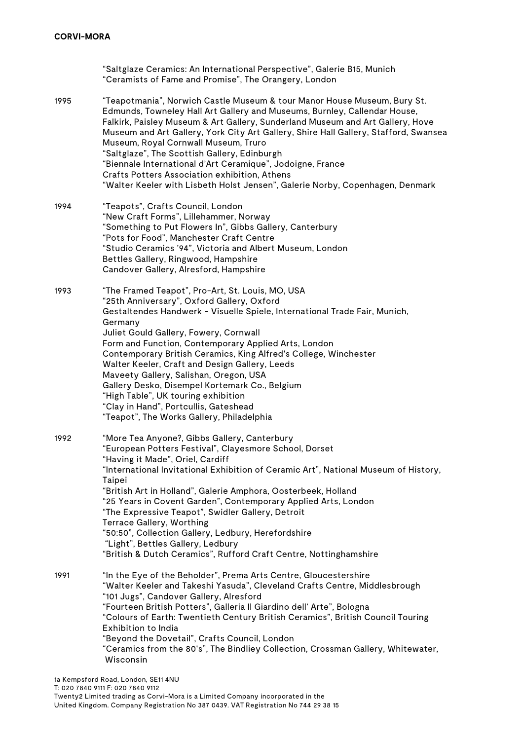"Saltglaze Ceramics: An International Perspective", Galerie B15, Munich
"Ceramists of Fame and Promise", The Orangery, London

**1995**

"Teapotmania", Norwich Castle Museum & tour Manor House Museum, Bury St. Edmunds, Towneley Hall Art Gallery and Museums, Burnley, Callendar House, Falkirk, Paisley Museum & Art Gallery, Sunderland Museum and Art Gallery, Hove Museum and Art Gallery, York City Art Gallery, Shire Hall Gallery, Stafford, Swansea Museum, Royal Cornwall Museum, Truro
"Saltglaze", The Scottish Gallery, Edinburgh
"Biennale International d'Art Ceramique", Jodoigne, France
Crafts Potters Association exhibition, Athens
"Walter Keeler with Lisbeth Holst Jensen", Galerie Norby, Copenhagen, Denmark

**1994**

"Teapots", Crafts Council, London
"New Craft Forms", Lillehammer, Norway
"Something to Put Flowers In", Gibbs Gallery, Canterbury
"Pots for Food", Manchester Craft Centre
"Studio Ceramics '94", Victoria and Albert Museum, London
Bettles Gallery, Ringwood, Hampshire
Candover Gallery, Alresford, Hampshire

**1993**

"The Framed Teapot", Pro-Art, St. Louis, MO, USA
"25th Anniversary", Oxford Gallery, Oxford
Gestaltendes Handwerk - Visuelle Spiele, International Trade Fair, Munich, Germany
Juliet Gould Gallery, Fowery, Cornwall
Form and Function, Contemporary Applied Arts, London
Contemporary British Ceramics, King Alfred's College, Winchester
Walter Keeler, Craft and Design Gallery, Leeds
Maveety Gallery, Salishan, Oregon, USA
Gallery Desko, Disempel Kortemark Co., Belgium
"High Table", UK touring exhibition
"Clay in Hand", Portcullis, Gateshead
"Teapot", The Works Gallery, Philadelphia

**1992**

"More Tea Anyone?, Gibbs Gallery, Canterbury
"European Potters Festival", Clayesmore School, Dorset
"Having it Made", Oriel, Cardiff
"International Invitational Exhibition of Ceramic Art", National Museum of History, Taipei
"British Art in Holland", Galerie Amphora, Oosterbeek, Holland
"25 Years in Covent Garden", Contemporary Applied Arts, London
"The Expressive Teapot", Swidler Gallery, Detroit
Terrace Gallery, Worthing
"50:50", Collection Gallery, Ledbury, Herefordshire
"Light", Bettles Gallery, Ledbury
"British & Dutch Ceramics", Rufford Craft Centre, Nottinghamshire

**1991**

"In the Eye of the Beholder", Prema Arts Centre, Gloucestershire
"Walter Keeler and Takeshi Yasuda", Cleveland Crafts Centre, Middlesbrough
"101 Jugs", Candover Gallery, Alresford
"Fourteen British Potters", Galleria Il Giardino dell' Arte", Bologna
"Colours of Earth: Twentieth Century British Ceramics", British Council Touring Exhibition to India
"Beyond the Dovetail", Crafts Council, London
"Ceramics from the 80's", The Bindliey Collection, Crossman Gallery, Whitewater, Wisconsin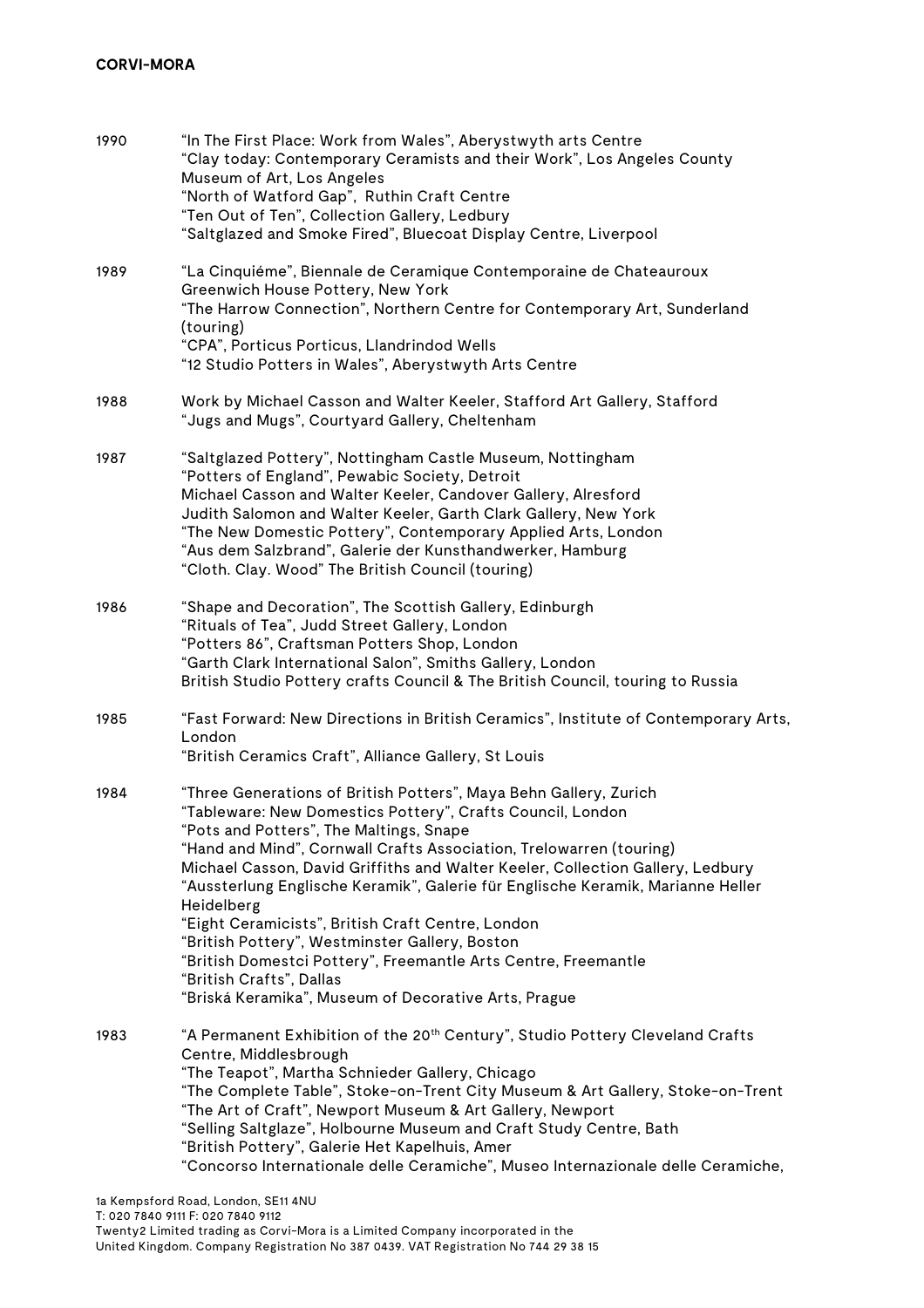| | |
|---|---|
| 1990 | "In The First Place: Work from Wales", Aberystwyth arts Centre<br>"Clay today: Contemporary Ceramists and their Work", Los Angeles County Museum of Art, Los Angeles<br>"North of Watford Gap", Ruthin Craft Centre<br>"Ten Out of Ten", Collection Gallery, Ledbury<br>"Saltglazed and Smoke Fired", Bluecoat Display Centre, Liverpool |
| 1989 | "La Cinquiéme", Biennale de Ceramique Contemporaine de Chateauroux<br>Greenwich House Pottery, New York<br>"The Harrow Connection", Northern Centre for Contemporary Art, Sunderland (touring)<br>"CPA", Porticus Porticus, Llandrindod Wells<br>"12 Studio Potters in Wales", Aberystwyth Arts Centre |
| 1988 | Work by Michael Casson and Walter Keeler, Stafford Art Gallery, Stafford<br>"Jugs and Mugs", Courtyard Gallery, Cheltenham |
| 1987 | "Saltglazed Pottery", Nottingham Castle Museum, Nottingham<br>"Potters of England", Pewabic Society, Detroit<br>Michael Casson and Walter Keeler, Candover Gallery, Alresford<br>Judith Salomon and Walter Keeler, Garth Clark Gallery, New York<br>"The New Domestic Pottery", Contemporary Applied Arts, London<br>"Aus dem Salzbrand", Galerie der Kunsthandwerker, Hamburg<br>"Cloth. Clay. Wood" The British Council (touring) |
| 1986 | "Shape and Decoration", The Scottish Gallery, Edinburgh<br>"Rituals of Tea", Judd Street Gallery, London<br>"Potters 86", Craftsman Potters Shop, London<br>"Garth Clark International Salon", Smiths Gallery, London<br>British Studio Pottery crafts Council & The British Council, touring to Russia |
| 1985 | "Fast Forward: New Directions in British Ceramics", Institute of Contemporary Arts, London<br>"British Ceramics Craft", Alliance Gallery, St Louis |
| 1984 | "Three Generations of British Potters", Maya Behn Gallery, Zurich<br>"Tableware: New Domestics Pottery", Crafts Council, London<br>"Pots and Potters", The Maltings, Snape<br>"Hand and Mind", Cornwall Crafts Association, Trelowarren (touring)<br>Michael Casson, David Griffiths and Walter Keeler, Collection Gallery, Ledbury<br>"Aussterlung Englische Keramik", Galerie für Englische Keramik, Marianne Heller Heidelberg<br>"Eight Ceramicists", British Craft Centre, London<br>"British Pottery", Westminster Gallery, Boston<br>"British Domestci Pottery", Freemantle Arts Centre, Freemantle<br>"British Crafts", Dallas<br>"Briská Keramika", Museum of Decorative Arts, Prague |
| 1983 | "A Permanent Exhibition of the 20th Century", Studio Pottery Cleveland Crafts Centre, Middlesbrough<br>"The Teapot", Martha Schnieder Gallery, Chicago<br>"The Complete Table", Stoke-on-Trent City Museum & Art Gallery, Stoke-on-Trent<br>"The Art of Craft", Newport Museum & Art Gallery, Newport<br>"Selling Saltglaze", Holbourne Museum and Craft Study Centre, Bath<br>"British Pottery", Galerie Het Kapelhuis, Amer<br>"Concorso Internationale delle Ceramiche", Museo Internazionale delle Ceramiche, |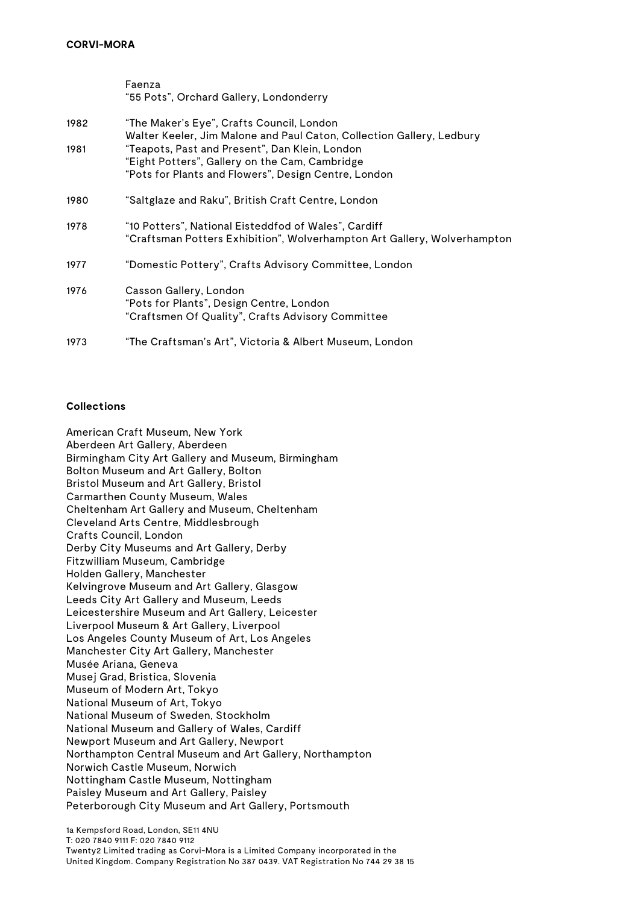| | |
|---|---|
| | Faenza<br>“55 Pots”, Orchard Gallery, Londonderry |
| 1982 | “The Maker’s Eye”, Crafts Council, London<br>Walter Keeler, Jim Malone and Paul Caton, Collection Gallery, Ledbury |
| 1981 | “Teapots, Past and Present”, Dan Klein, London<br>“Eight Potters”, Gallery on the Cam, Cambridge<br>“Pots for Plants and Flowers”, Design Centre, London |
| 1980 | “Saltglaze and Raku”, British Craft Centre, London |
| 1978 | “10 Potters”, National Eisteddfod of Wales”, Cardiff<br>“Craftsman Potters Exhibition”, Wolverhampton Art Gallery, Wolverhampton |
| 1977 | “Domestic Pottery”, Crafts Advisory Committee, London |
| 1976 | Casson Gallery, London<br>“Pots for Plants”, Design Centre, London<br>“Craftsmen Of Quality”, Crafts Advisory Committee |
| 1973 | “The Craftsman’s Art”, Victoria & Albert Museum, London |

**Collections**

American Craft Museum, New York
Aberdeen Art Gallery, Aberdeen
Birmingham City Art Gallery and Museum, Birmingham
Bolton Museum and Art Gallery, Bolton
Bristol Museum and Art Gallery, Bristol
Carmarthen County Museum, Wales
Cheltenham Art Gallery and Museum, Cheltenham
Cleveland Arts Centre, Middlesbrough
Crafts Council, London
Derby City Museums and Art Gallery, Derby
Fitzwilliam Museum, Cambridge
Holden Gallery, Manchester
Kelvingrove Museum and Art Gallery, Glasgow
Leeds City Art Gallery and Museum, Leeds
Leicestershire Museum and Art Gallery, Leicester
Liverpool Museum & Art Gallery, Liverpool
Los Angeles County Museum of Art, Los Angeles
Manchester City Art Gallery, Manchester
Musée Ariana, Geneva
Musej Grad, Bristica, Slovenia
Museum of Modern Art, Tokyo
National Museum of Art, Tokyo
National Museum of Sweden, Stockholm
National Museum and Gallery of Wales, Cardiff
Newport Museum and Art Gallery, Newport
Northampton Central Museum and Art Gallery, Northampton
Norwich Castle Museum, Norwich
Nottingham Castle Museum, Nottingham
Paisley Museum and Art Gallery, Paisley
Peterborough City Museum and Art Gallery, Portsmouth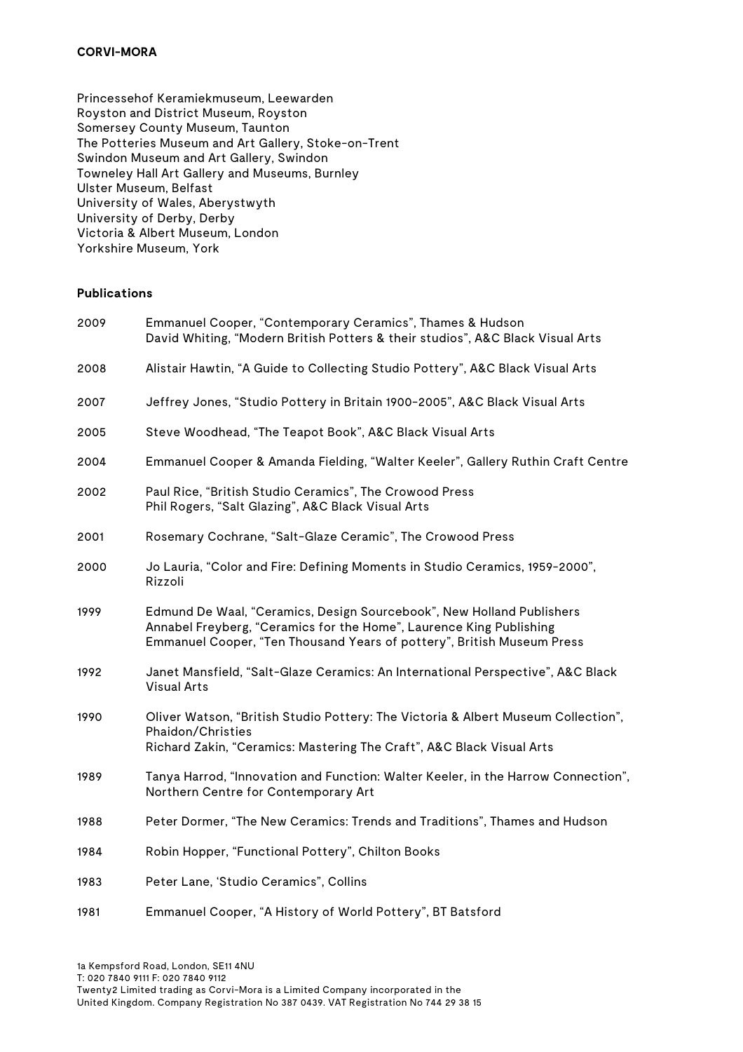Princessehof Keramiekmuseum, Leewarden
Royston and District Museum, Royston
Somersey County Museum, Taunton
The Potteries Museum and Art Gallery, Stoke-on-Trent
Swindon Museum and Art Gallery, Swindon
Towneley Hall Art Gallery and Museums, Burnley
Ulster Museum, Belfast
University of Wales, Aberystwyth
University of Derby, Derby
Victoria & Albert Museum, London
Yorkshire Museum, York

**Publications**

| | |
|---|---|
| 2009 | Emmanuel Cooper, "Contemporary Ceramics", Thames & Hudson<br>David Whiting, "Modern British Potters & their studios", A&C Black Visual Arts |
| 2008 | Alistair Hawtin, "A Guide to Collecting Studio Pottery", A&C Black Visual Arts |
| 2007 | Jeffrey Jones, "Studio Pottery in Britain 1900-2005", A&C Black Visual Arts |
| 2005 | Steve Woodhead, "The Teapot Book", A&C Black Visual Arts |
| 2004 | Emmanuel Cooper & Amanda Fielding, "Walter Keeler", Gallery Ruthin Craft Centre |
| 2002 | Paul Rice, "British Studio Ceramics", The Crowood Press<br>Phil Rogers, "Salt Glazing", A&C Black Visual Arts |
| 2001 | Rosemary Cochrane, "Salt-Glaze Ceramic", The Crowood Press |
| 2000 | Jo Lauria, "Color and Fire: Defining Moments in Studio Ceramics, 1959-2000", Rizzoli |
| 1999 | Edmund De Waal, "Ceramics, Design Sourcebook", New Holland Publishers<br>Annabel Freyberg, "Ceramics for the Home", Laurence King Publishing<br>Emmanuel Cooper, "Ten Thousand Years of pottery", British Museum Press |
| 1992 | Janet Mansfield, "Salt-Glaze Ceramics: An International Perspective", A&C Black Visual Arts |
| 1990 | Oliver Watson, "British Studio Pottery: The Victoria & Albert Museum Collection", Phaidon/Christies<br>Richard Zakin, "Ceramics: Mastering The Craft", A&C Black Visual Arts |
| 1989 | Tanya Harrod, "Innovation and Function: Walter Keeler, in the Harrow Connection", Northern Centre for Contemporary Art |
| 1988 | Peter Dormer, "The New Ceramics: Trends and Traditions", Thames and Hudson |
| 1984 | Robin Hopper, "Functional Pottery", Chilton Books |
| 1983 | Peter Lane, 'Studio Ceramics", Collins |
| 1981 | Emmanuel Cooper, "A History of World Pottery", BT Batsford |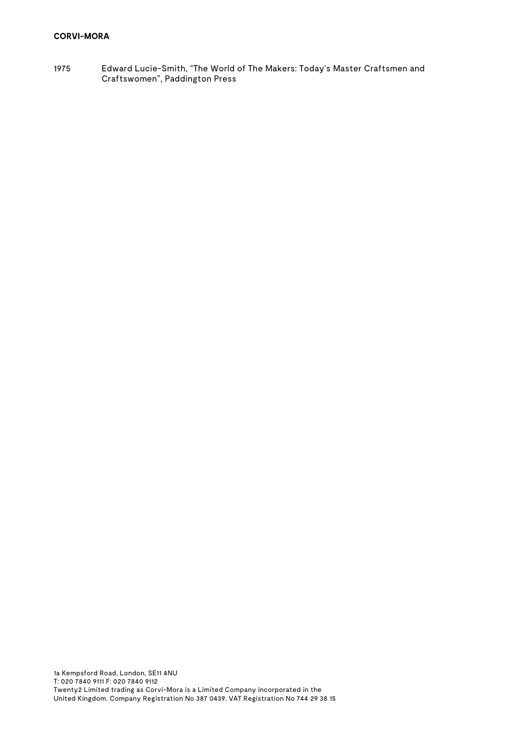1975 Edward Lucie-Smith, "The World of The Makers: Today's Master Craftsmen and Craftswomen", Paddington Press